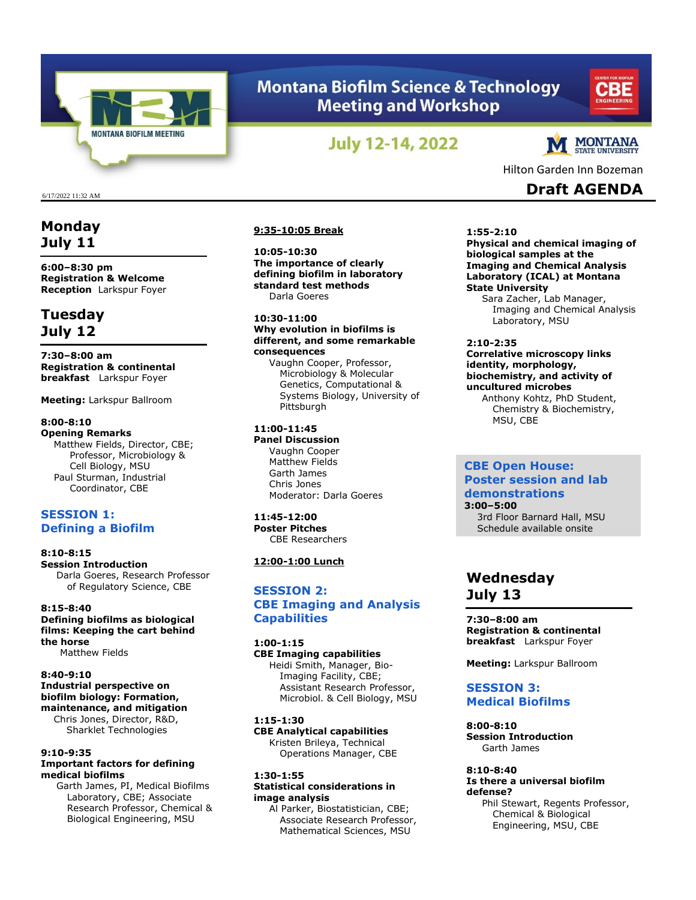# Montana Biofilm Science & Technology Meeting and Workshop

MONTANA BIOFILM MEETING

## July 12-14, 2022

Hilton Garden Inn Bozeman

**Draft AGENDA**

6/17/2022 11:32 AM

## Monday July 11

**6:00–8:30 pm**
**Registration & Welcome Reception** Larkspur Foyer

## Tuesday July 12

**7:30–8:00 am**
**Registration & continental breakfast** Larkspur Foyer

**Meeting:** Larkspur Ballroom

**8:00-8:10**
**Opening Remarks**
Matthew Fields, Director, CBE; Professor, Microbiology & Cell Biology, MSU
Paul Sturman, Industrial Coordinator, CBE

### SESSION 1: Defining a Biofilm

**8:10-8:15**
**Session Introduction**
Darla Goeres, Research Professor of Regulatory Science, CBE

**8:15-8:40**
**Defining biofilms as biological films: Keeping the cart behind the horse**
Matthew Fields

**8:40-9:10**
**Industrial perspective on biofilm biology: Formation, maintenance, and mitigation**
Chris Jones, Director, R&D, Sharklet Technologies

**9:10-9:35**
**Important factors for defining medical biofilms**
Garth James, PI, Medical Biofilms Laboratory, CBE; Associate Research Professor, Chemical & Biological Engineering, MSU

**9:35-10:05 Break**

**10:05-10:30**
**The importance of clearly defining biofilm in laboratory standard test methods**
Darla Goeres

**10:30-11:00**
**Why evolution in biofilms is different, and some remarkable consequences**
Vaughn Cooper, Professor, Microbiology & Molecular Genetics, Computational & Systems Biology, University of Pittsburgh

**11:00-11:45**
**Panel Discussion**
Vaughn Cooper
Matthew Fields
Garth James
Chris Jones
Moderator: Darla Goeres

**11:45-12:00**
**Poster Pitches**
CBE Researchers

**12:00-1:00 Lunch**

### SESSION 2: CBE Imaging and Analysis Capabilities

**1:00-1:15**
**CBE Imaging capabilities**
Heidi Smith, Manager, Bio-Imaging Facility, CBE; Assistant Research Professor, Microbiol. & Cell Biology, MSU

**1:15-1:30**
**CBE Analytical capabilities**
Kristen Brileya, Technical Operations Manager, CBE

**1:30-1:55**
**Statistical considerations in image analysis**
Al Parker, Biostatistician, CBE; Associate Research Professor, Mathematical Sciences, MSU

**1:55-2:10**
**Physical and chemical imaging of biological samples at the Imaging and Chemical Analysis Laboratory (ICAL) at Montana State University**
Sara Zacher, Lab Manager, Imaging and Chemical Analysis Laboratory, MSU

**2:10-2:35**
**Correlative microscopy links identity, morphology, biochemistry, and activity of uncultured microbes**
Anthony Kohtz, PhD Student, Chemistry & Biochemistry, MSU, CBE

### CBE Open House: Poster session and lab demonstrations

**3:00–5:00**
3rd Floor Barnard Hall, MSU
Schedule available onsite

## Wednesday July 13

**7:30–8:00 am**
**Registration & continental breakfast** Larkspur Foyer

**Meeting:** Larkspur Ballroom

### SESSION 3: Medical Biofilms

**8:00-8:10**
**Session Introduction**
Garth James

**8:10-8:40**
**Is there a universal biofilm defense?**
Phil Stewart, Regents Professor, Chemical & Biological Engineering, MSU, CBE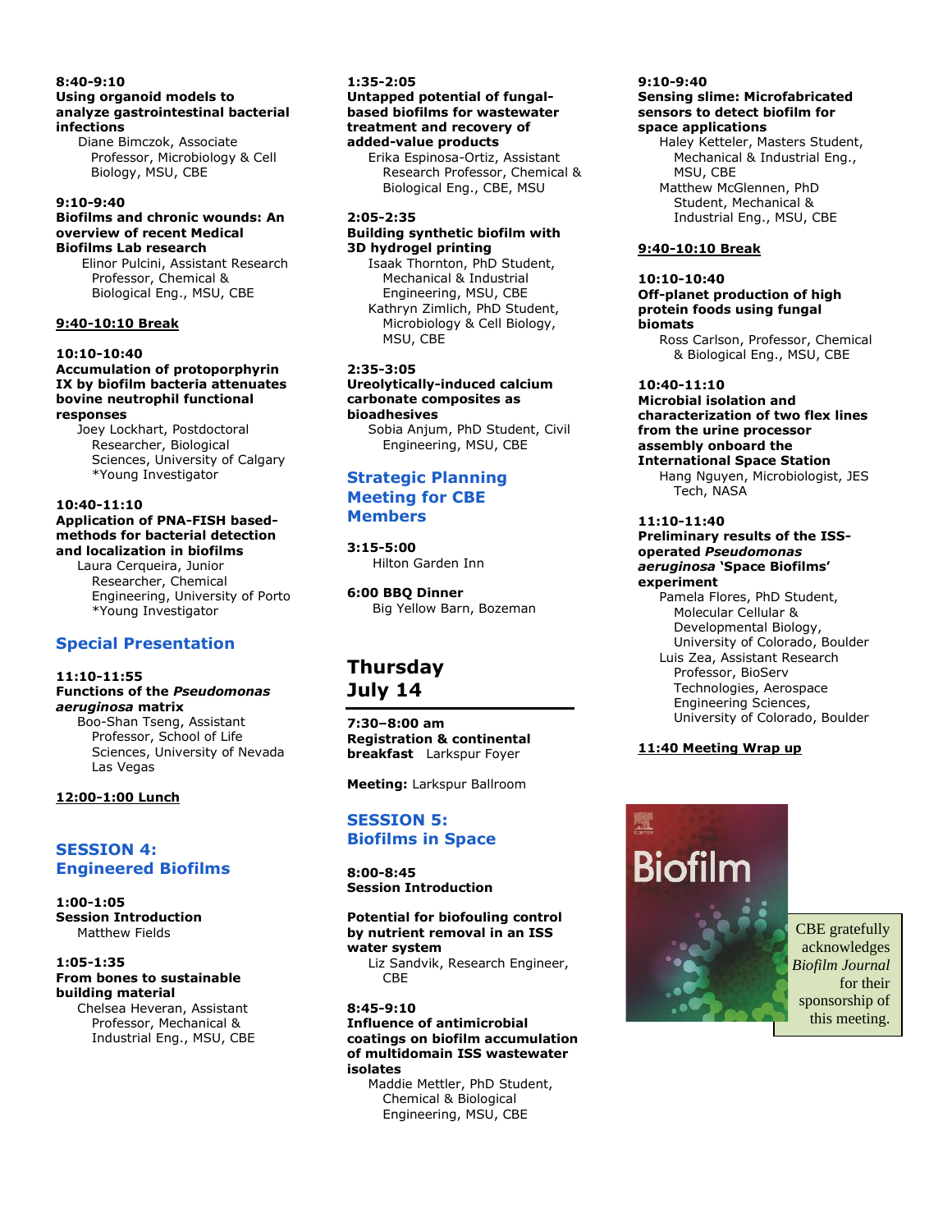**8:40-9:10**
**Using organoid models to analyze gastrointestinal bacterial infections**
Diane Bimczok, Associate Professor, Microbiology & Cell Biology, MSU, CBE

**9:10-9:40**
**Biofilms and chronic wounds: An overview of recent Medical Biofilms Lab research**
Elinor Pulcini, Assistant Research Professor, Chemical & Biological Eng., MSU, CBE

**9:40-10:10 Break**

**10:10-10:40**
**Accumulation of protoporphyrin IX by biofilm bacteria attenuates bovine neutrophil functional responses**
Joey Lockhart, Postdoctoral Researcher, Biological Sciences, University of Calgary
*Young Investigator

**10:40-11:10**
**Application of PNA-FISH based-methods for bacterial detection and localization in biofilms**
Laura Cerqueira, Junior Researcher, Chemical Engineering, University of Porto
*Young Investigator

## Special Presentation

**11:10-11:55**
**Functions of the *Pseudomonas aeruginosa* matrix**
Boo-Shan Tseng, Assistant Professor, School of Life Sciences, University of Nevada Las Vegas

**12:00-1:00 Lunch**

## SESSION 4: Engineered Biofilms

**1:00-1:05**
**Session Introduction**
Matthew Fields

**1:05-1:35**
**From bones to sustainable building material**
Chelsea Heveran, Assistant Professor, Mechanical & Industrial Eng., MSU, CBE

**1:35-2:05**
**Untapped potential of fungal-based biofilms for wastewater treatment and recovery of added-value products**
Erika Espinosa-Ortiz, Assistant Research Professor, Chemical & Biological Eng., CBE, MSU

**2:05-2:35**
**Building synthetic biofilm with 3D hydrogel printing**
Isaak Thornton, PhD Student, Mechanical & Industrial Engineering, MSU, CBE
Kathryn Zimlich, PhD Student, Microbiology & Cell Biology, MSU, CBE

**2:35-3:05**
**Ureolytically-induced calcium carbonate composites as bioadhesives**
Sobia Anjum, PhD Student, Civil Engineering, MSU, CBE

## Strategic Planning Meeting for CBE Members

**3:15-5:00**
Hilton Garden Inn

**6:00 BBQ Dinner**
Big Yellow Barn, Bozeman

# Thursday July 14

**7:30–8:00 am**
**Registration & continental breakfast** Larkspur Foyer

**Meeting:** Larkspur Ballroom

## SESSION 5: Biofilms in Space

**8:00-8:45**
**Session Introduction**

**Potential for biofouling control by nutrient removal in an ISS water system**
Liz Sandvik, Research Engineer, CBE

**8:45-9:10**
**Influence of antimicrobial coatings on biofilm accumulation of multidomain ISS wastewater isolates**
Maddie Mettler, PhD Student, Chemical & Biological Engineering, MSU, CBE

**9:10-9:40**
**Sensing slime: Microfabricated sensors to detect biofilm for space applications**
Haley Ketteler, Masters Student, Mechanical & Industrial Eng., MSU, CBE
Matthew McGlennen, PhD Student, Mechanical & Industrial Eng., MSU, CBE

**9:40-10:10 Break**

**10:10-10:40**
**Off-planet production of high protein foods using fungal biomats**
Ross Carlson, Professor, Chemical & Biological Eng., MSU, CBE

**10:40-11:10**
**Microbial isolation and characterization of two flex lines from the urine processor assembly onboard the International Space Station**
Hang Nguyen, Microbiologist, JES Tech, NASA

**11:10-11:40**
**Preliminary results of the ISS-operated *Pseudomonas aeruginosa* 'Space Biofilms' experiment**
Pamela Flores, PhD Student, Molecular Cellular & Developmental Biology, University of Colorado, Boulder
Luis Zea, Assistant Research Professor, BioServ Technologies, Aerospace Engineering Sciences, University of Colorado, Boulder

**11:40 Meeting Wrap up**

Biofilm

CBE gratefully acknowledges *Biofilm Journal* for their sponsorship of this meeting.